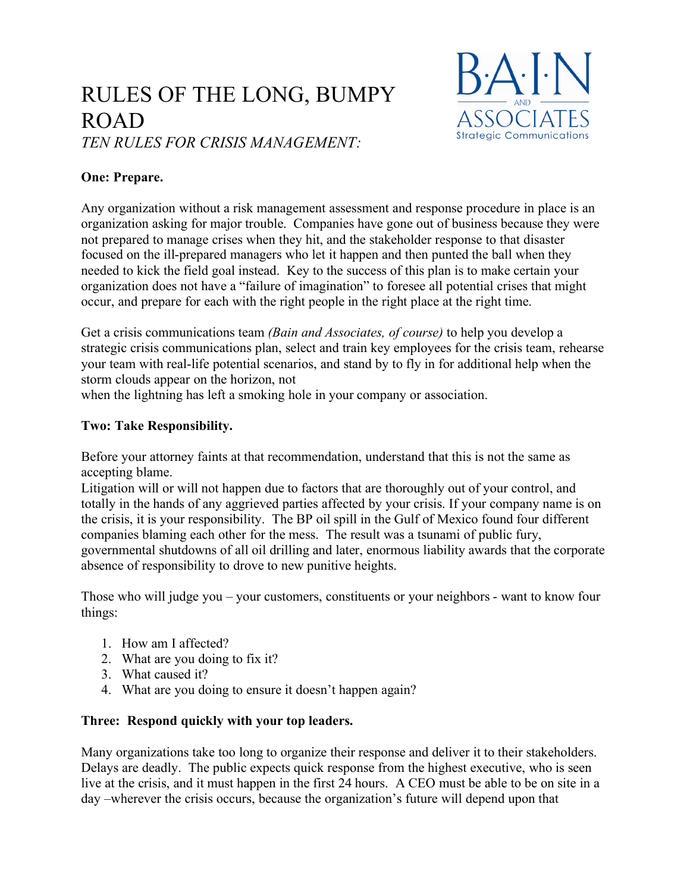# RULES OF THE LONG, BUMPY ROAD

*TEN RULES FOR CRISIS MANAGEMENT:*

B·A·I·N AND ASSOCIATES Strategic Communications

**One: Prepare.**

Any organization without a risk management assessment and response procedure in place is an organization asking for major trouble. Companies have gone out of business because they were not prepared to manage crises when they hit, and the stakeholder response to that disaster focused on the ill-prepared managers who let it happen and then punted the ball when they needed to kick the field goal instead. Key to the success of this plan is to make certain your organization does not have a "failure of imagination" to foresee all potential crises that might occur, and prepare for each with the right people in the right place at the right time.

Get a crisis communications team *(Bain and Associates, of course)* to help you develop a strategic crisis communications plan, select and train key employees for the crisis team, rehearse your team with real-life potential scenarios, and stand by to fly in for additional help when the storm clouds appear on the horizon, not
when the lightning has left a smoking hole in your company or association.

**Two: Take Responsibility.**

Before your attorney faints at that recommendation, understand that this is not the same as accepting blame.
Litigation will or will not happen due to factors that are thoroughly out of your control, and totally in the hands of any aggrieved parties affected by your crisis. If your company name is on the crisis, it is your responsibility. The BP oil spill in the Gulf of Mexico found four different companies blaming each other for the mess. The result was a tsunami of public fury, governmental shutdowns of all oil drilling and later, enormous liability awards that the corporate absence of responsibility to drove to new punitive heights.

Those who will judge you – your customers, constituents or your neighbors - want to know four things:

1. How am I affected?
2. What are you doing to fix it?
3. What caused it?
4. What are you doing to ensure it doesn't happen again?

**Three: Respond quickly with your top leaders.**

Many organizations take too long to organize their response and deliver it to their stakeholders. Delays are deadly. The public expects quick response from the highest executive, who is seen live at the crisis, and it must happen in the first 24 hours. A CEO must be able to be on site in a day –wherever the crisis occurs, because the organization's future will depend upon that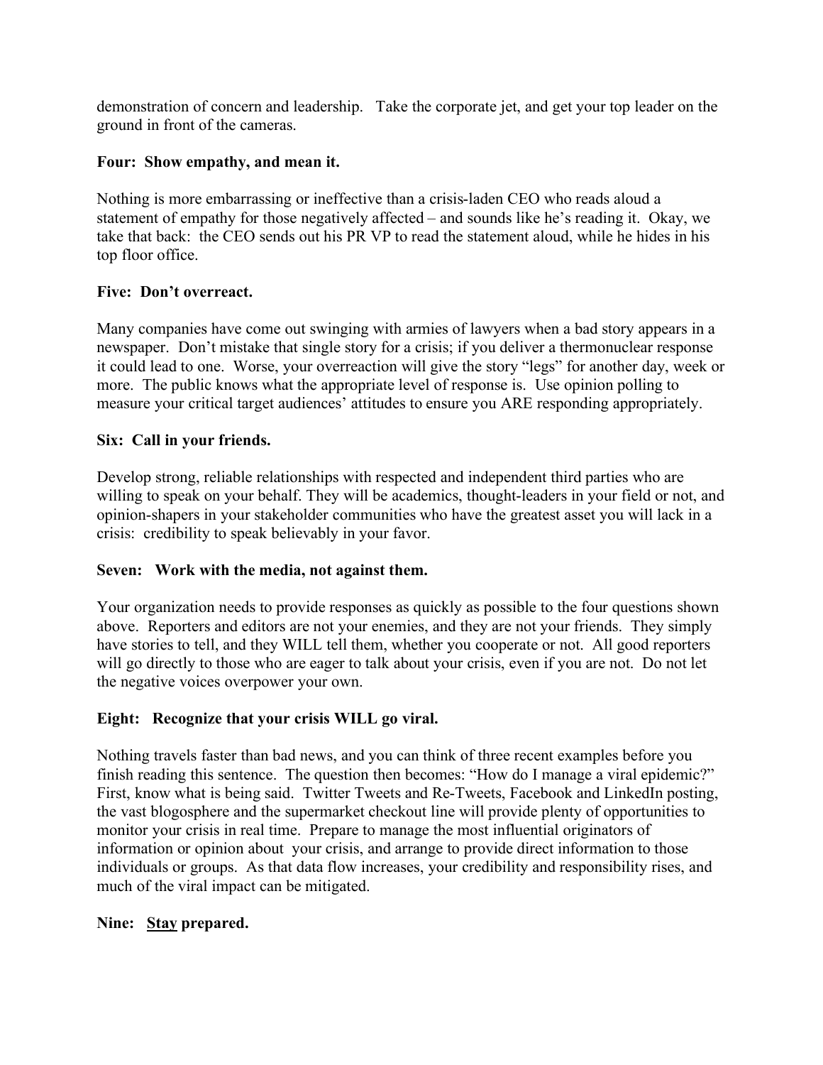demonstration of concern and leadership. Take the corporate jet, and get your top leader on the ground in front of the cameras.

**Four: Show empathy, and mean it.**

Nothing is more embarrassing or ineffective than a crisis-laden CEO who reads aloud a statement of empathy for those negatively affected – and sounds like he's reading it. Okay, we take that back: the CEO sends out his PR VP to read the statement aloud, while he hides in his top floor office.

**Five: Don't overreact.**

Many companies have come out swinging with armies of lawyers when a bad story appears in a newspaper. Don't mistake that single story for a crisis; if you deliver a thermonuclear response it could lead to one. Worse, your overreaction will give the story "legs" for another day, week or more. The public knows what the appropriate level of response is. Use opinion polling to measure your critical target audiences' attitudes to ensure you ARE responding appropriately.

**Six: Call in your friends.**

Develop strong, reliable relationships with respected and independent third parties who are willing to speak on your behalf. They will be academics, thought-leaders in your field or not, and opinion-shapers in your stakeholder communities who have the greatest asset you will lack in a crisis: credibility to speak believably in your favor.

**Seven: Work with the media, not against them.**

Your organization needs to provide responses as quickly as possible to the four questions shown above. Reporters and editors are not your enemies, and they are not your friends. They simply have stories to tell, and they WILL tell them, whether you cooperate or not. All good reporters will go directly to those who are eager to talk about your crisis, even if you are not. Do not let the negative voices overpower your own.

**Eight: Recognize that your crisis WILL go viral.**

Nothing travels faster than bad news, and you can think of three recent examples before you finish reading this sentence. The question then becomes: "How do I manage a viral epidemic?" First, know what is being said. Twitter Tweets and Re-Tweets, Facebook and LinkedIn posting, the vast blogosphere and the supermarket checkout line will provide plenty of opportunities to monitor your crisis in real time. Prepare to manage the most influential originators of information or opinion about your crisis, and arrange to provide direct information to those individuals or groups. As that data flow increases, your credibility and responsibility rises, and much of the viral impact can be mitigated.

**Nine: <u>Stay</u> prepared.**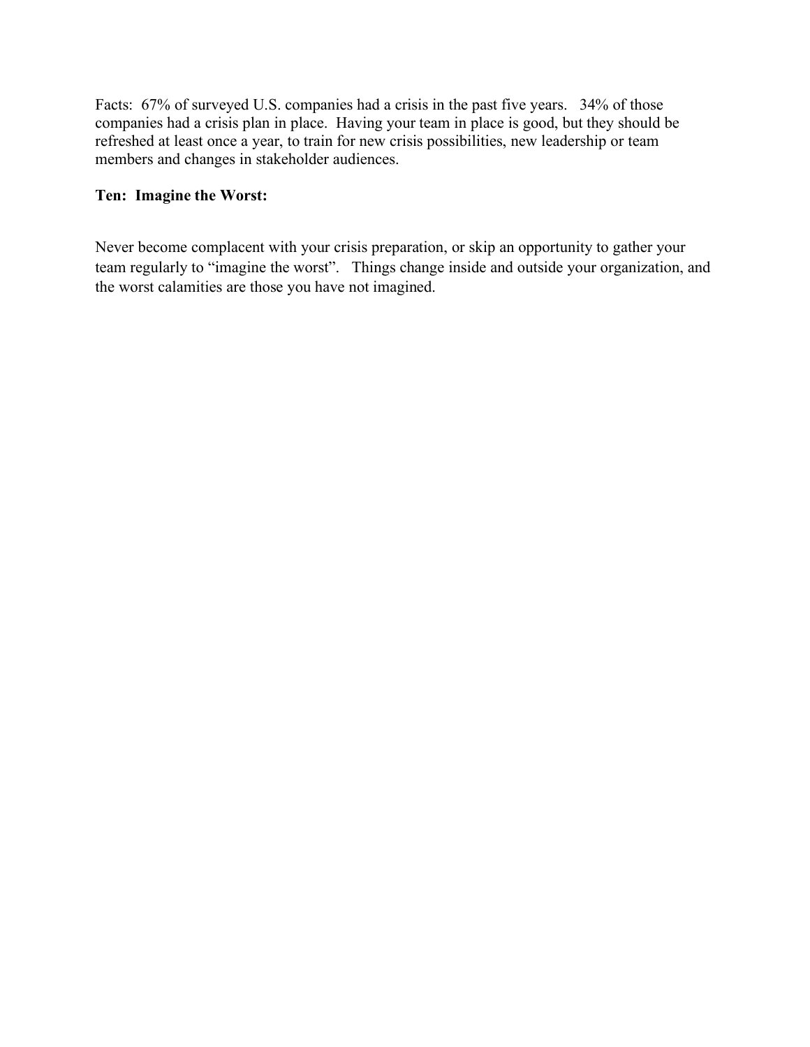Facts: 67% of surveyed U.S. companies had a crisis in the past five years. 34% of those companies had a crisis plan in place. Having your team in place is good, but they should be refreshed at least once a year, to train for new crisis possibilities, new leadership or team members and changes in stakeholder audiences.

**Ten: Imagine the Worst:**

Never become complacent with your crisis preparation, or skip an opportunity to gather your team regularly to "imagine the worst". Things change inside and outside your organization, and the worst calamities are those you have not imagined.